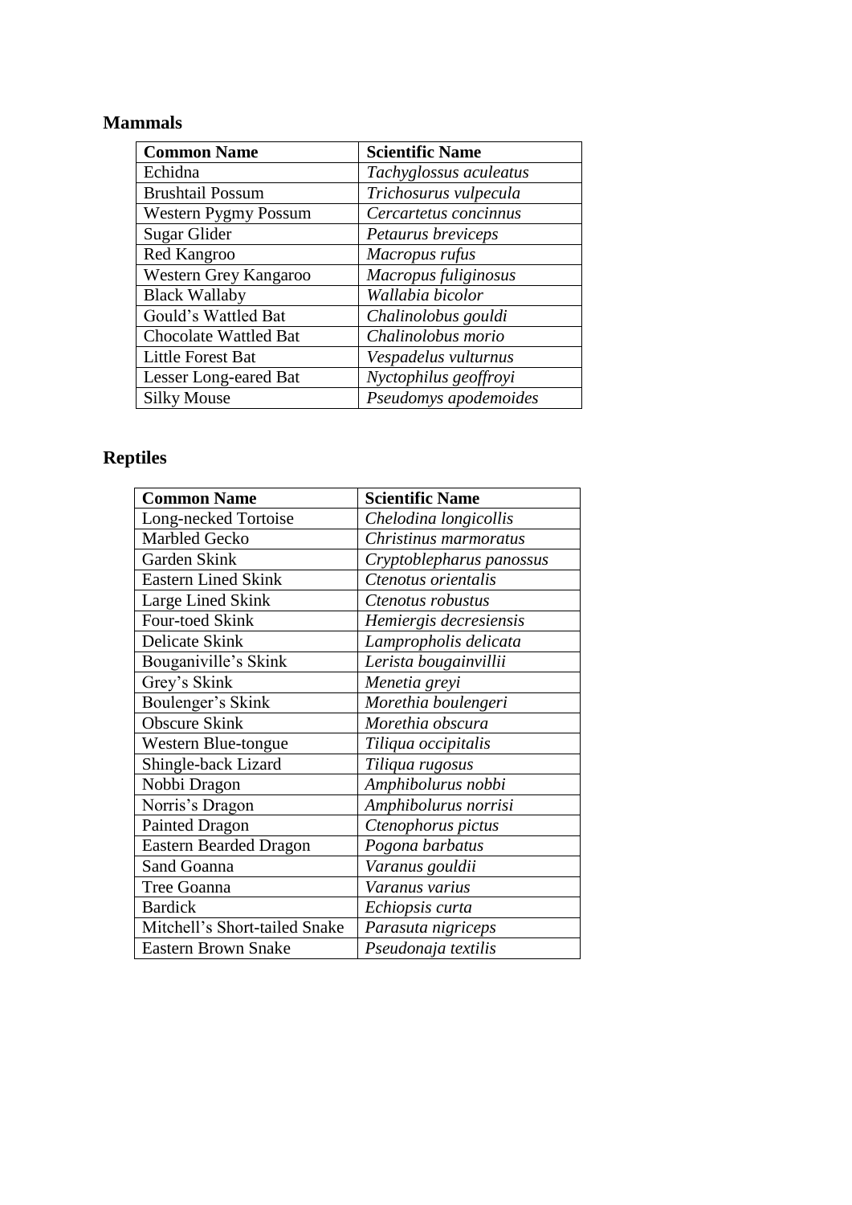## Mammals

| Common Name | Scientific Name |
| --- | --- |
| Echidna | *Tachyglossus aculeatus* |
| Brushtail Possum | *Trichosurus vulpecula* |
| Western Pygmy Possum | *Cercartetus concinnus* |
| Sugar Glider | *Petaurus breviceps* |
| Red Kangroo | *Macropus rufus* |
| Western Grey Kangaroo | *Macropus fuliginosus* |
| Black Wallaby | *Wallabia bicolor* |
| Gould's Wattled Bat | *Chalinolobus gouldi* |
| Chocolate Wattled Bat | *Chalinolobus morio* |
| Little Forest Bat | *Vespadelus vulturnus* |
| Lesser Long-eared Bat | *Nyctophilus geoffroyi* |
| Silky Mouse | *Pseudomys apodemoides* |

## Reptiles

| Common Name | Scientific Name |
| --- | --- |
| Long-necked Tortoise | *Chelodina longicollis* |
| Marbled Gecko | *Christinus marmoratus* |
| Garden Skink | *Cryptoblepharus panossus* |
| Eastern Lined Skink | *Ctenotus orientalis* |
| Large Lined Skink | *Ctenotus robustus* |
| Four-toed Skink | *Hemiergis decresiensis* |
| Delicate Skink | *Lampropholis delicata* |
| Bouganiville's Skink | *Lerista bougainvillii* |
| Grey's Skink | *Menetia greyi* |
| Boulenger's Skink | *Morethia boulengeri* |
| Obscure Skink | *Morethia obscura* |
| Western Blue-tongue | *Tiliqua occipitalis* |
| Shingle-back Lizard | *Tiliqua rugosus* |
| Nobbi Dragon | *Amphibolurus nobbi* |
| Norris's Dragon | *Amphibolurus norrisi* |
| Painted Dragon | *Ctenophorus pictus* |
| Eastern Bearded Dragon | *Pogona barbatus* |
| Sand Goanna | *Varanus gouldii* |
| Tree Goanna | *Varanus varius* |
| Bardick | *Echiopsis curta* |
| Mitchell's Short-tailed Snake | *Parasuta nigriceps* |
| Eastern Brown Snake | *Pseudonaja textilis* |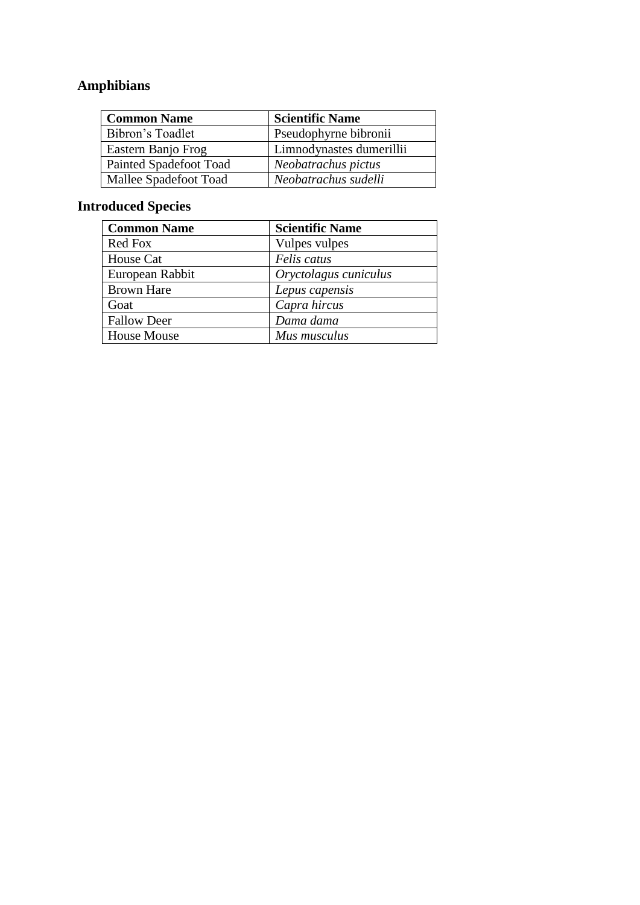## Amphibians

| Common Name | Scientific Name |
| --- | --- |
| Bibron's Toadlet | Pseudophyrne bibronii |
| Eastern Banjo Frog | Limnodynastes dumerillii |
| Painted Spadefoot Toad | *Neobatrachus pictus* |
| Mallee Spadefoot Toad | *Neobatrachus sudelli* |

## Introduced Species

| Common Name | Scientific Name |
| --- | --- |
| Red Fox | Vulpes vulpes |
| House Cat | *Felis catus* |
| European Rabbit | *Oryctolagus cuniculus* |
| Brown Hare | *Lepus capensis* |
| Goat | *Capra hircus* |
| Fallow Deer | *Dama dama* |
| House Mouse | *Mus musculus* |